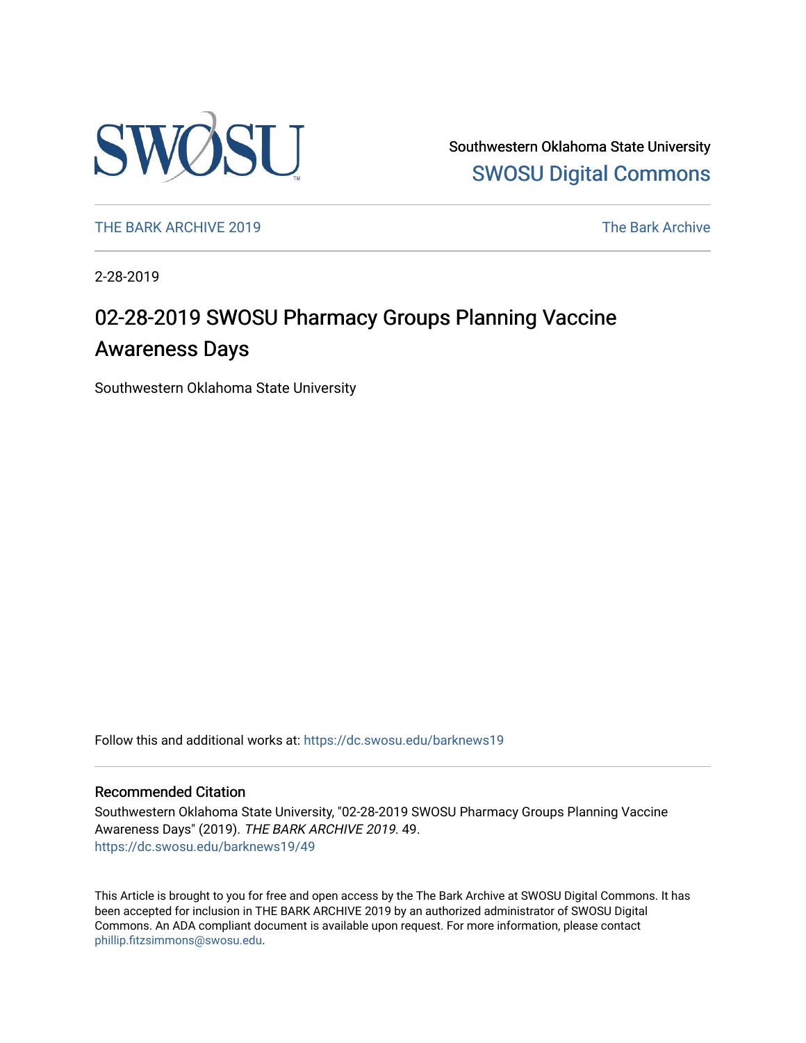Southwestern Oklahoma State University
[SWOSU Digital Commons](https://dc.swosu.edu)

[THE BARK ARCHIVE 2019](https://dc.swosu.edu/barknews19) [The Bark Archive](https://dc.swosu.edu/bark)

2-28-2019

# 02-28-2019 SWOSU Pharmacy Groups Planning Vaccine Awareness Days

Southwestern Oklahoma State University

Follow this and additional works at: https://dc.swosu.edu/barknews19

## Recommended Citation

Southwestern Oklahoma State University, "02-28-2019 SWOSU Pharmacy Groups Planning Vaccine Awareness Days" (2019). *THE BARK ARCHIVE 2019*. 49.
https://dc.swosu.edu/barknews19/49

This Article is brought to you for free and open access by the The Bark Archive at SWOSU Digital Commons. It has been accepted for inclusion in THE BARK ARCHIVE 2019 by an authorized administrator of SWOSU Digital Commons. An ADA compliant document is available upon request. For more information, please contact phillip.fitzsimmons@swosu.edu.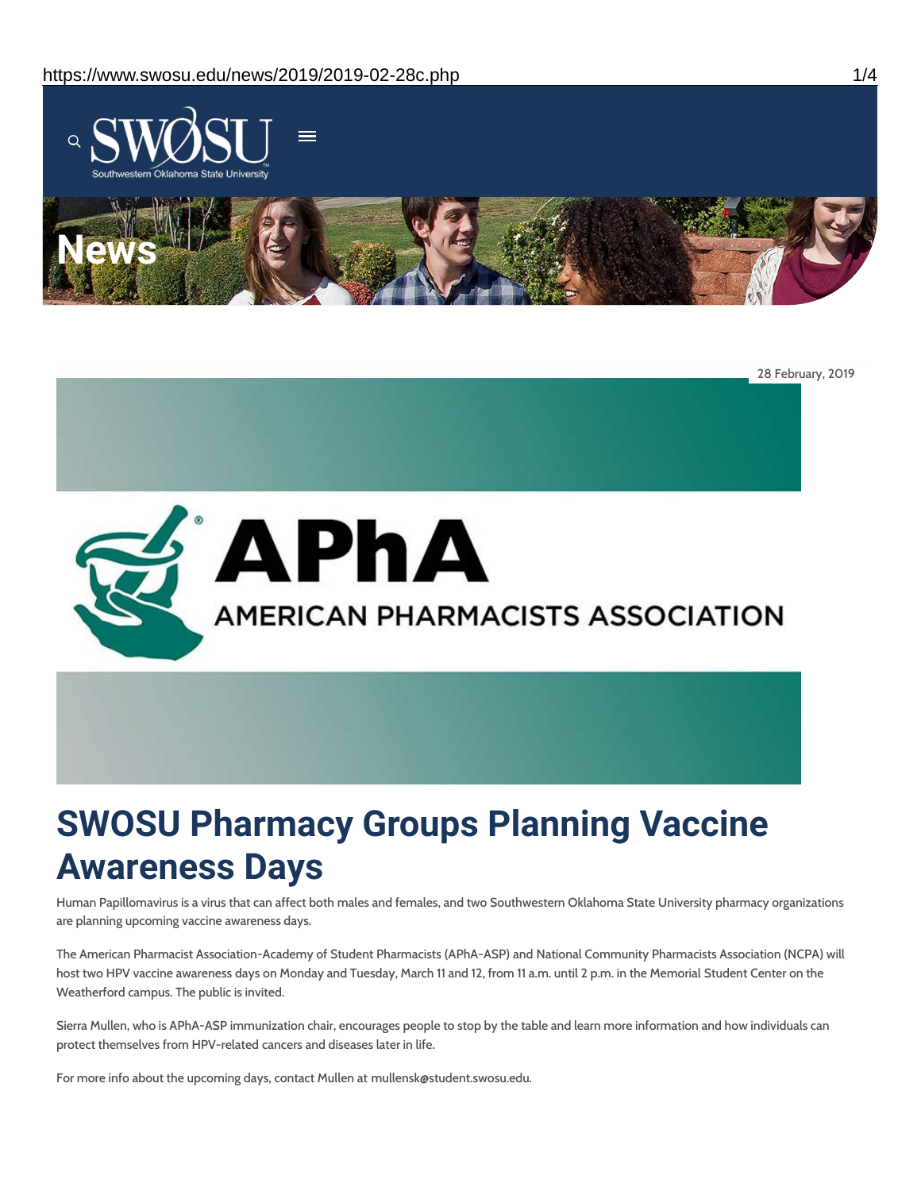News

28 February, 2019

# SWOSU Pharmacy Groups Planning Vaccine Awareness Days

Human Papillomavirus is a virus that can affect both males and females, and two Southwestern Oklahoma State University pharmacy organizations are planning upcoming vaccine awareness days.

The American Pharmacist Association-Academy of Student Pharmacists (APhA-ASP) and National Community Pharmacists Association (NCPA) will host two HPV vaccine awareness days on Monday and Tuesday, March 11 and 12, from 11 a.m. until 2 p.m. in the Memorial Student Center on the Weatherford campus. The public is invited.

Sierra Mullen, who is APhA-ASP immunization chair, encourages people to stop by the table and learn more information and how individuals can protect themselves from HPV-related cancers and diseases later in life.

For more info about the upcoming days, contact Mullen at mullensk@student.swosu.edu.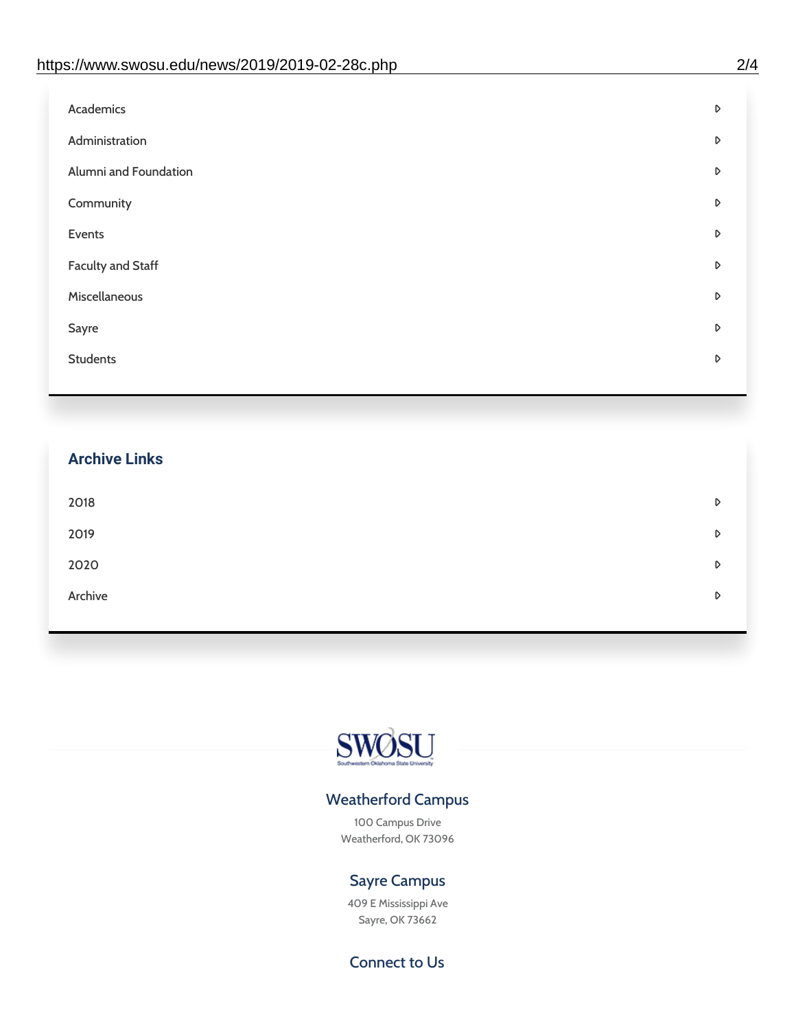- Academics
- Administration
- Alumni and Foundation
- Community
- Events
- Faculty and Staff
- Miscellaneous
- Sayre
- Students

## Archive Links

- 2018
- 2019
- 2020
- Archive

SWOSU

Southwestern Oklahoma State University

### Weatherford Campus

100 Campus Drive
Weatherford, OK 73096

### Sayre Campus

409 E Mississippi Ave
Sayre, OK 73662

### Connect to Us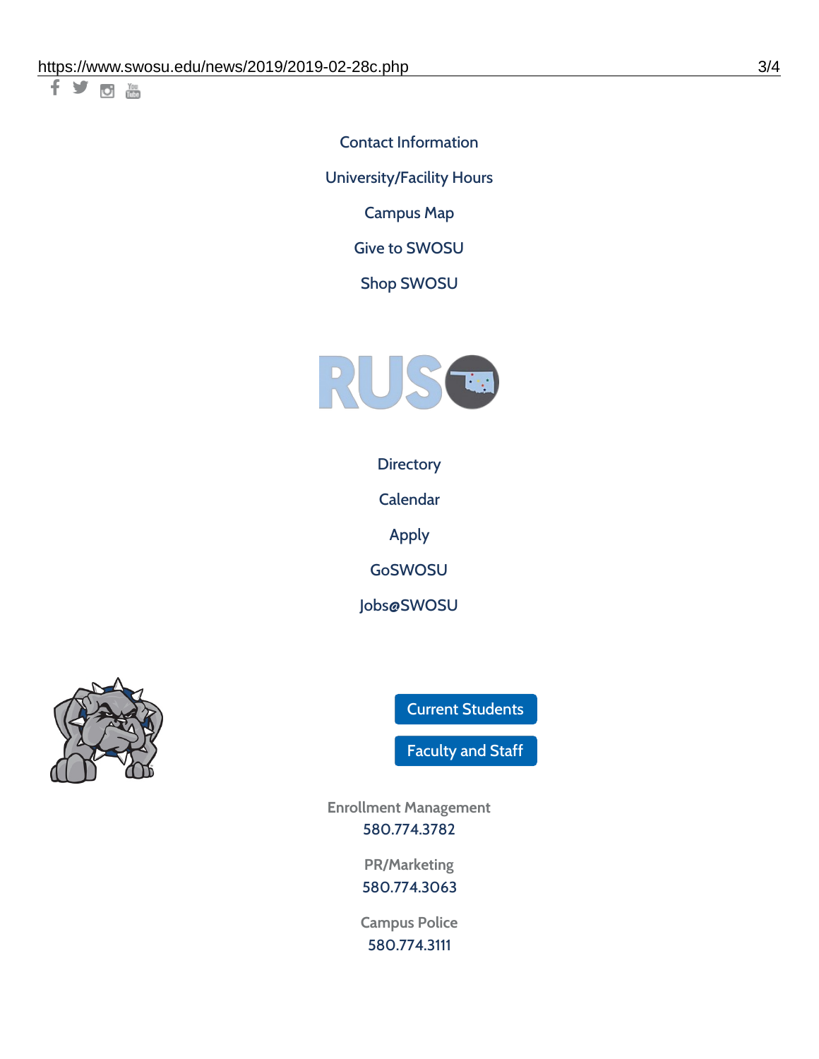Contact Information

University/Facility Hours

Campus Map

Give to SWOSU

Shop SWOSU

Directory

Calendar

Apply

GoSWOSU

Jobs@SWOSU

Current Students

Faculty and Staff

Enrollment Management
580.774.3782

PR/Marketing
580.774.3063

Campus Police
580.774.3111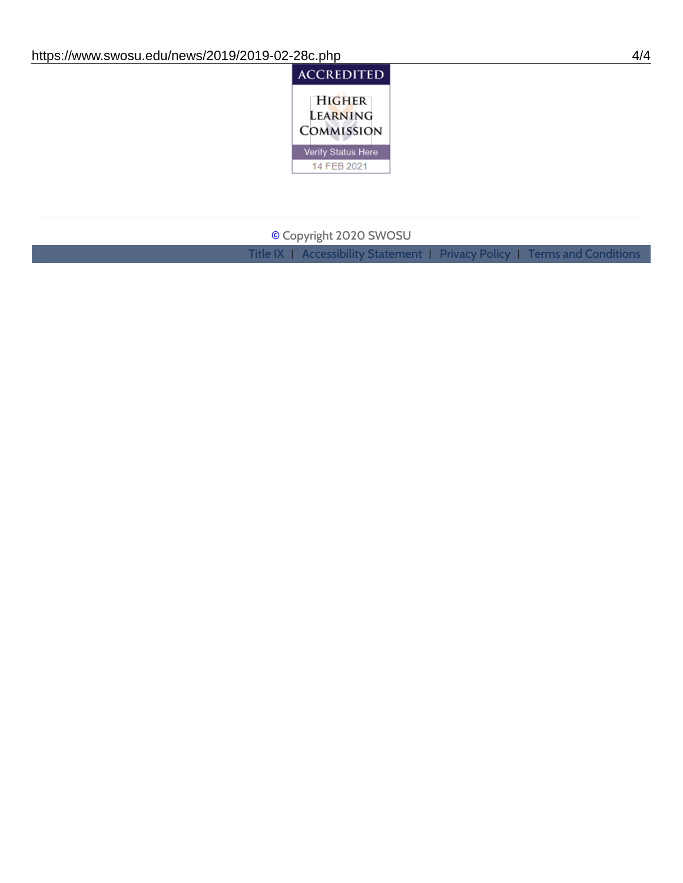ACCREDITED

HIGHER LEARNING COMMISSION

Verify Status Here

14 FEB 2021

© Copyright 2020 SWOSU

Title IX | Accessibility Statement | Privacy Policy | Terms and Conditions